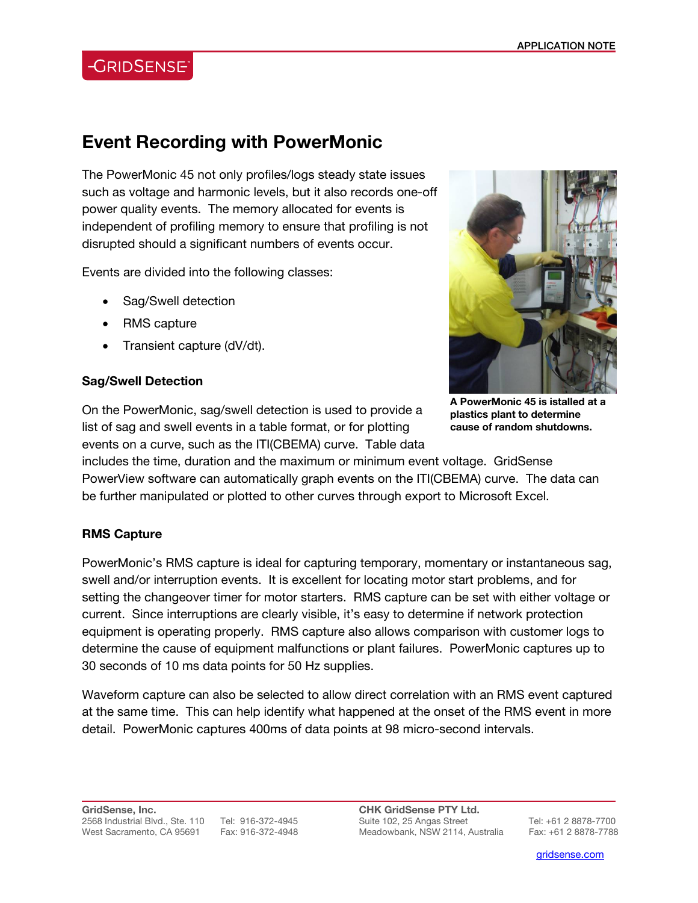# Event Recording with PowerMonic

The PowerMonic 45 not only profiles/logs steady state issues such as voltage and harmonic levels, but it also records one-off power quality events. The memory allocated for events is independent of profiling memory to ensure that profiling is not disrupted should a significant numbers of events occur.

Events are divided into the following classes:

- Sag/Swell detection
- RMS capture
- Transient capture (dV/dt).

**A PowerMonic 45 is istalled at a plastics plant to determine cause of random shutdowns.**

### Sag/Swell Detection

On the PowerMonic, sag/swell detection is used to provide a list of sag and swell events in a table format, or for plotting events on a curve, such as the ITI(CBEMA) curve. Table data includes the time, duration and the maximum or minimum event voltage. GridSense PowerView software can automatically graph events on the ITI(CBEMA) curve. The data can be further manipulated or plotted to other curves through export to Microsoft Excel.

### RMS Capture

PowerMonic's RMS capture is ideal for capturing temporary, momentary or instantaneous sag, swell and/or interruption events. It is excellent for locating motor start problems, and for setting the changeover timer for motor starters. RMS capture can be set with either voltage or current. Since interruptions are clearly visible, it's easy to determine if network protection equipment is operating properly. RMS capture also allows comparison with customer logs to determine the cause of equipment malfunctions or plant failures. PowerMonic captures up to 30 seconds of 10 ms data points for 50 Hz supplies.

Waveform capture can also be selected to allow direct correlation with an RMS event captured at the same time. This can help identify what happened at the onset of the RMS event in more detail. PowerMonic captures 400ms of data points at 98 micro-second intervals.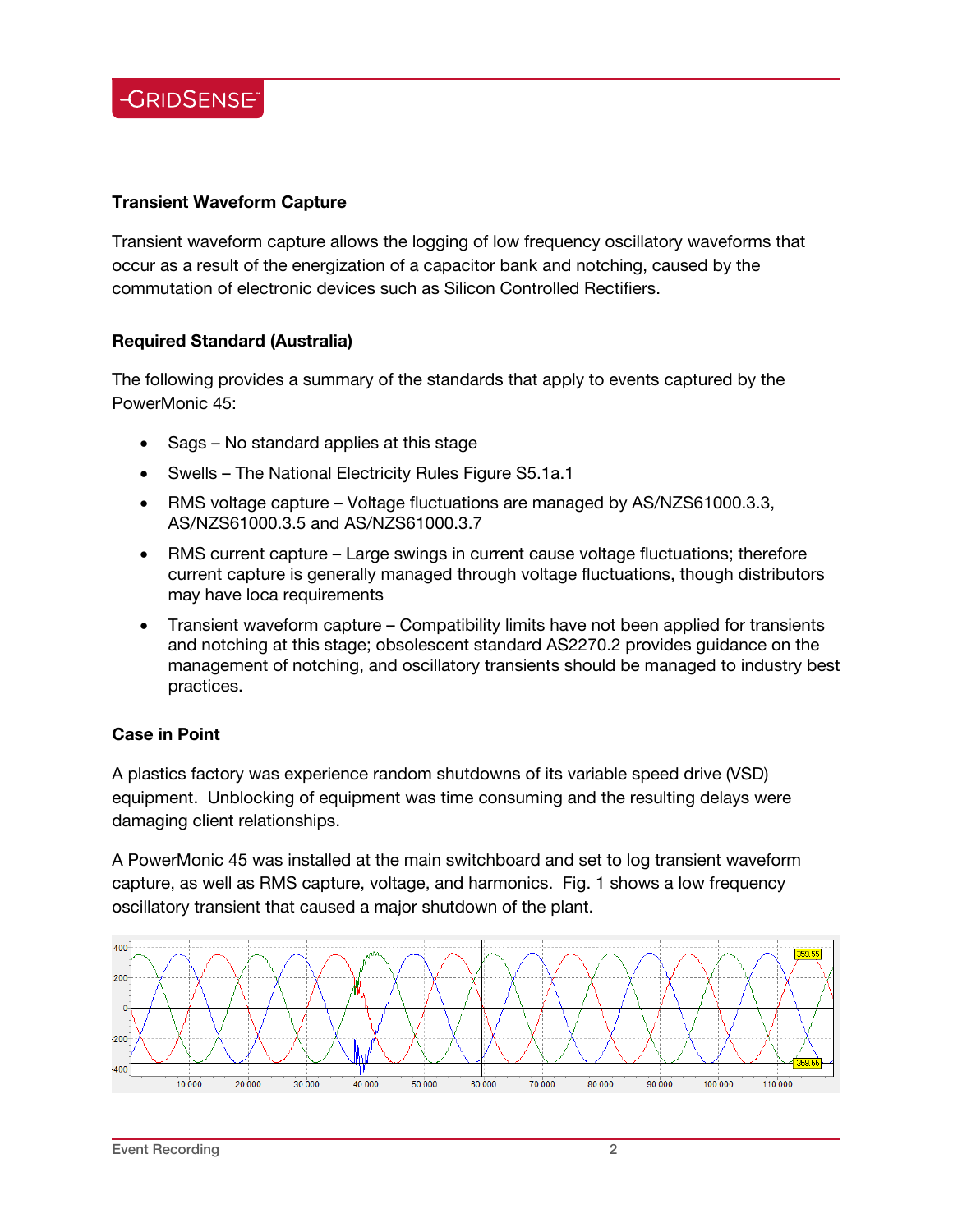### Transient Waveform Capture

Transient waveform capture allows the logging of low frequency oscillatory waveforms that occur as a result of the energization of a capacitor bank and notching, caused by the commutation of electronic devices such as Silicon Controlled Rectifiers.

### Required Standard (Australia)

The following provides a summary of the standards that apply to events captured by the PowerMonic 45:

- Sags – No standard applies at this stage
- Swells – The National Electricity Rules Figure S5.1a.1
- RMS voltage capture – Voltage fluctuations are managed by AS/NZS61000.3.3, AS/NZS61000.3.5 and AS/NZS61000.3.7
- RMS current capture – Large swings in current cause voltage fluctuations; therefore current capture is generally managed through voltage fluctuations, though distributors may have loca requirements
- Transient waveform capture – Compatibility limits have not been applied for transients and notching at this stage; obsolescent standard AS2270.2 provides guidance on the management of notching, and oscillatory transients should be managed to industry best practices.

### Case in Point

A plastics factory was experience random shutdowns of its variable speed drive (VSD) equipment. Unblocking of equipment was time consuming and the resulting delays were damaging client relationships.

A PowerMonic 45 was installed at the main switchboard and set to log transient waveform capture, as well as RMS capture, voltage, and harmonics. Fig. 1 shows a low frequency oscillatory transient that caused a major shutdown of the plant.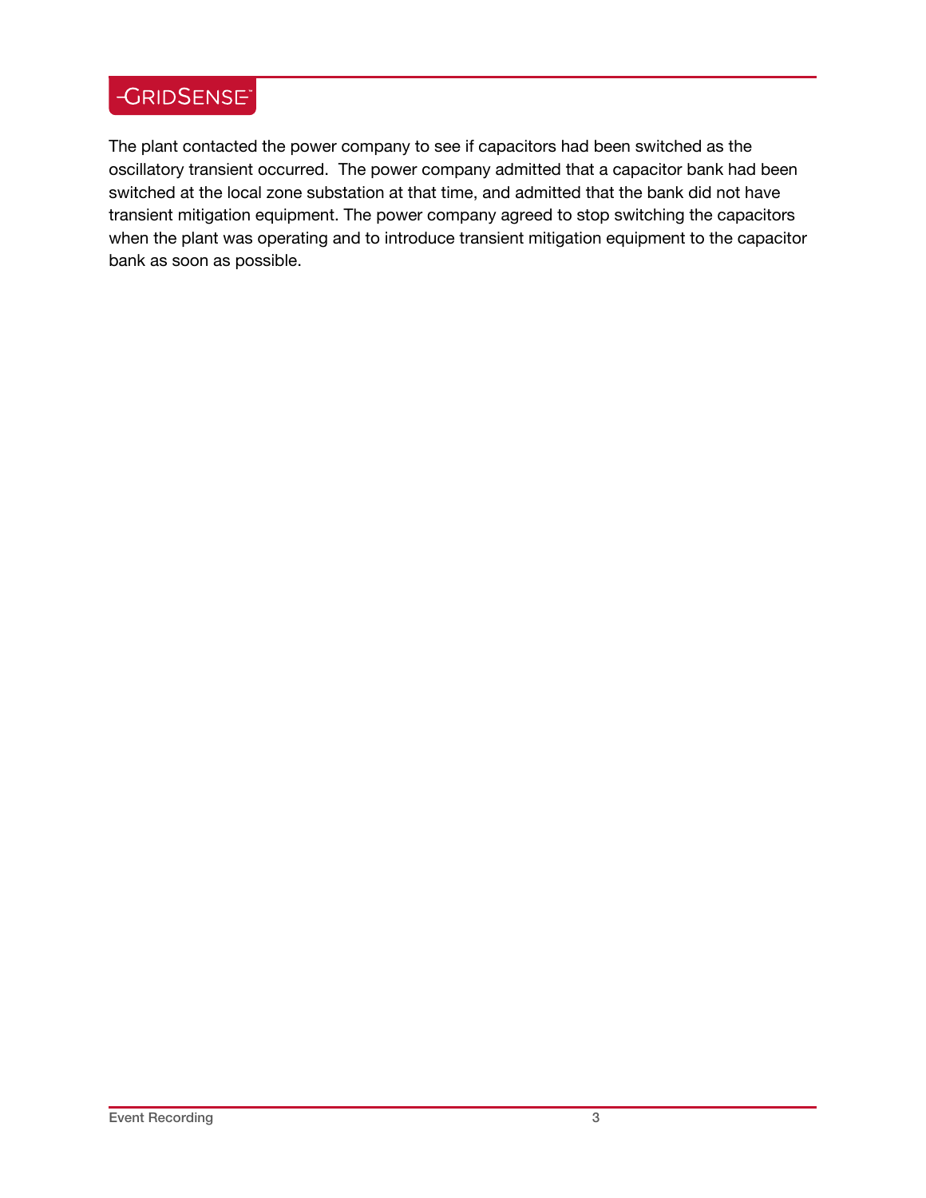The plant contacted the power company to see if capacitors had been switched as the oscillatory transient occurred.  The power company admitted that a capacitor bank had been switched at the local zone substation at that time, and admitted that the bank did not have transient mitigation equipment. The power company agreed to stop switching the capacitors when the plant was operating and to introduce transient mitigation equipment to the capacitor bank as soon as possible.